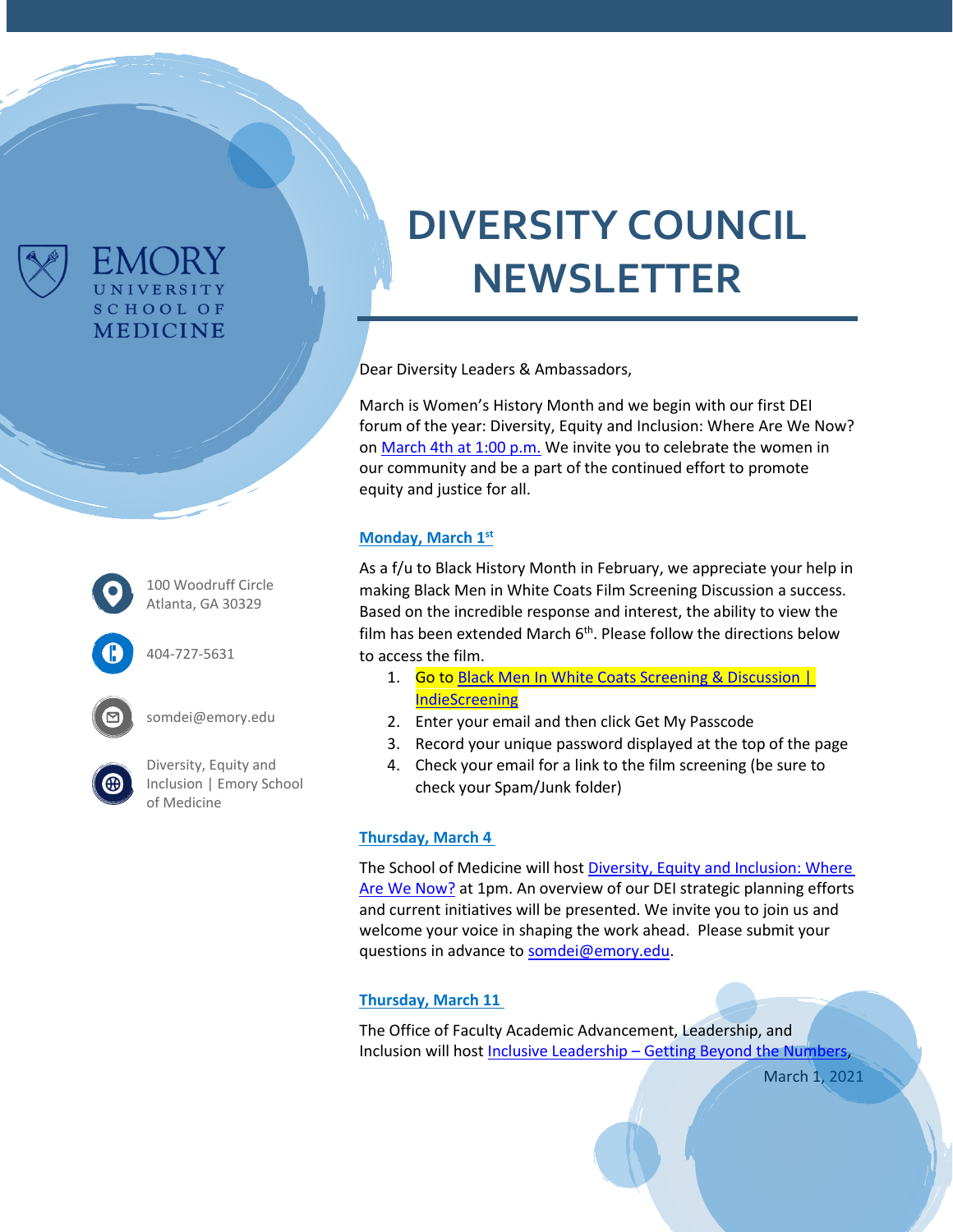# DIVERSITY COUNCIL NEWSLETTER

EMORY UNIVERSITY SCHOOL OF MEDICINE

100 Woodruff Circle
Atlanta, GA 30329

404-727-5631

somdei@emory.edu

Diversity, Equity and Inclusion | Emory School of Medicine

March 1, 2021

Dear Diversity Leaders & Ambassadors,

March is Women's History Month and we begin with our first DEI forum of the year: Diversity, Equity and Inclusion: Where Are We Now? on March 4th at 1:00 p.m. We invite you to celebrate the women in our community and be a part of the continued effort to promote equity and justice for all.

### Monday, March 1st

As a f/u to Black History Month in February, we appreciate your help in making Black Men in White Coats Film Screening Discussion a success. Based on the incredible response and interest, the ability to view the film has been extended March 6th. Please follow the directions below to access the film.

1. Go to Black Men In White Coats Screening & Discussion | IndieScreening
2. Enter your email and then click Get My Passcode
3. Record your unique password displayed at the top of the page
4. Check your email for a link to the film screening (be sure to check your Spam/Junk folder)

### Thursday, March 4

The School of Medicine will host Diversity, Equity and Inclusion: Where Are We Now? at 1pm. An overview of our DEI strategic planning efforts and current initiatives will be presented. We invite you to join us and welcome your voice in shaping the work ahead. Please submit your questions in advance to somdei@emory.edu.

### Thursday, March 11

The Office of Faculty Academic Advancement, Leadership, and Inclusion will host Inclusive Leadership – Getting Beyond the Numbers,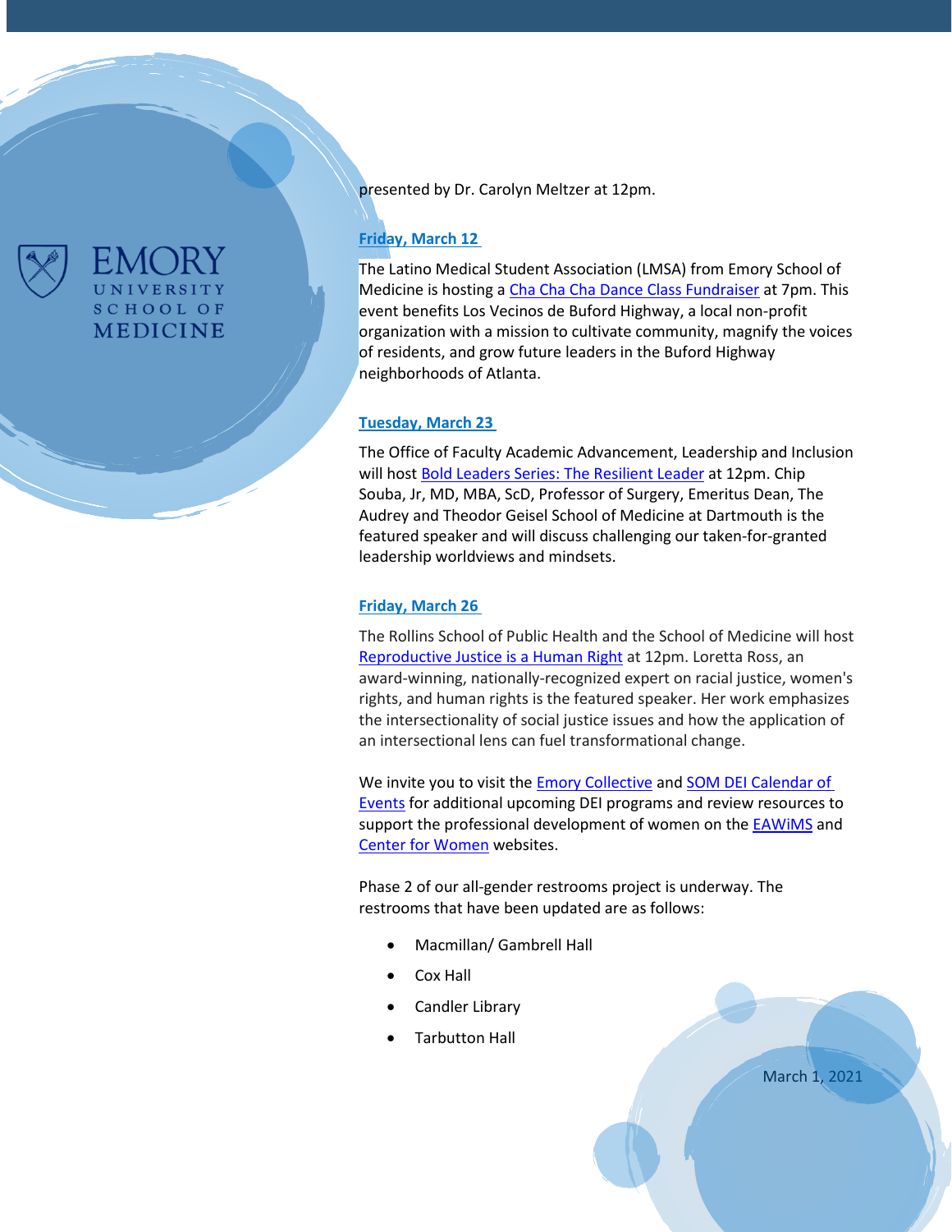presented by Dr. Carolyn Meltzer at 12pm.

**Friday, March 12**

The Latino Medical Student Association (LMSA) from Emory School of Medicine is hosting a Cha Cha Cha Dance Class Fundraiser at 7pm. This event benefits Los Vecinos de Buford Highway, a local non-profit organization with a mission to cultivate community, magnify the voices of residents, and grow future leaders in the Buford Highway neighborhoods of Atlanta.

**Tuesday, March 23**

The Office of Faculty Academic Advancement, Leadership and Inclusion will host Bold Leaders Series: The Resilient Leader at 12pm. Chip Souba, Jr, MD, MBA, ScD, Professor of Surgery, Emeritus Dean, The Audrey and Theodor Geisel School of Medicine at Dartmouth is the featured speaker and will discuss challenging our taken-for-granted leadership worldviews and mindsets.

**Friday, March 26**

The Rollins School of Public Health and the School of Medicine will host Reproductive Justice is a Human Right at 12pm. Loretta Ross, an award-winning, nationally-recognized expert on racial justice, women's rights, and human rights is the featured speaker. Her work emphasizes the intersectionality of social justice issues and how the application of an intersectional lens can fuel transformational change.

We invite you to visit the Emory Collective and SOM DEI Calendar of Events for additional upcoming DEI programs and review resources to support the professional development of women on the EAWiMS and Center for Women websites.

Phase 2 of our all-gender restrooms project is underway. The restrooms that have been updated are as follows:

- Macmillan/ Gambrell Hall
- Cox Hall
- Candler Library
- Tarbutton Hall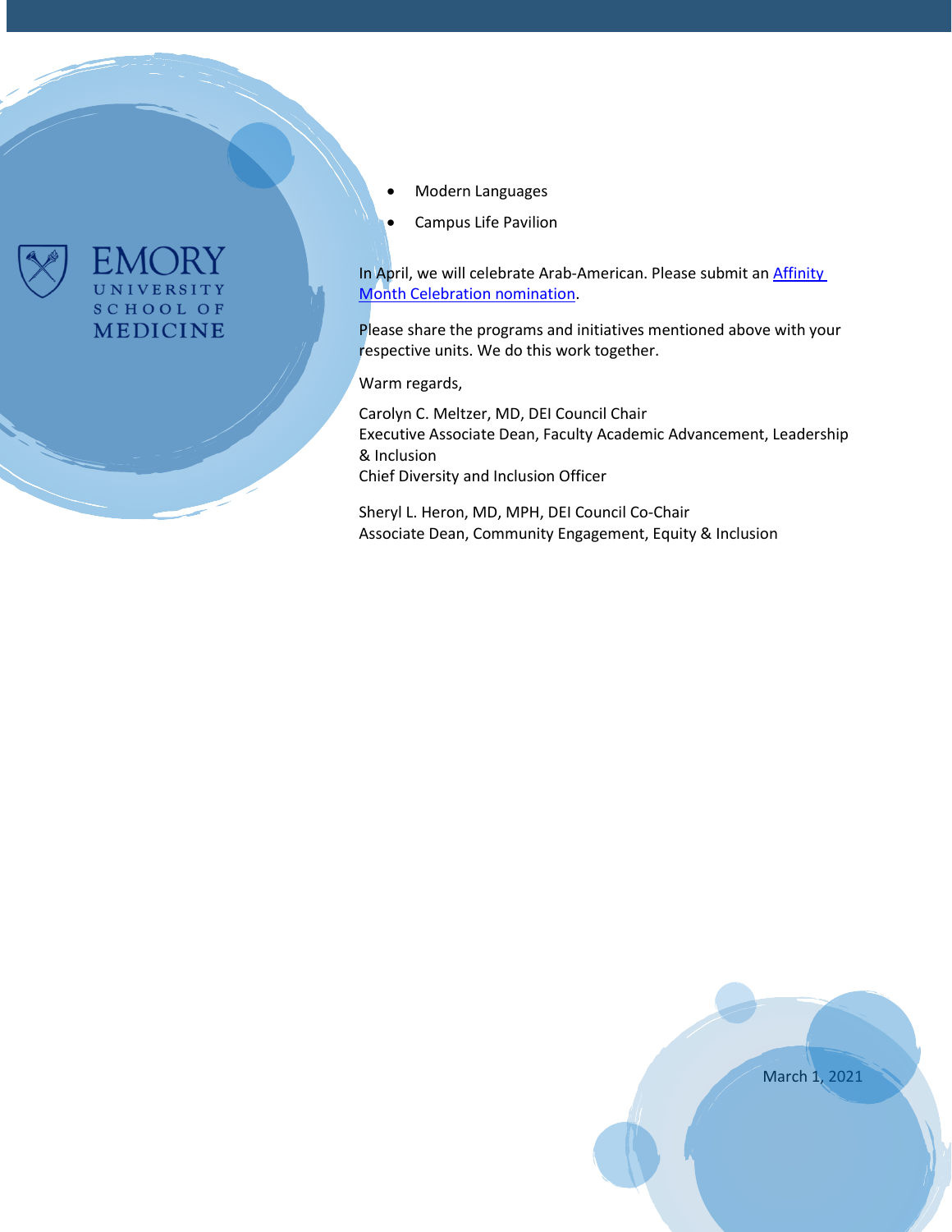- Modern Languages
- Campus Life Pavilion

In April, we will celebrate Arab-American. Please submit an [Affinity Month Celebration nomination](#).

Please share the programs and initiatives mentioned above with your respective units. We do this work together.

Warm regards,

Carolyn C. Meltzer, MD, DEI Council Chair
Executive Associate Dean, Faculty Academic Advancement, Leadership & Inclusion
Chief Diversity and Inclusion Officer

Sheryl L. Heron, MD, MPH, DEI Council Co-Chair
Associate Dean, Community Engagement, Equity & Inclusion

March 1, 2021